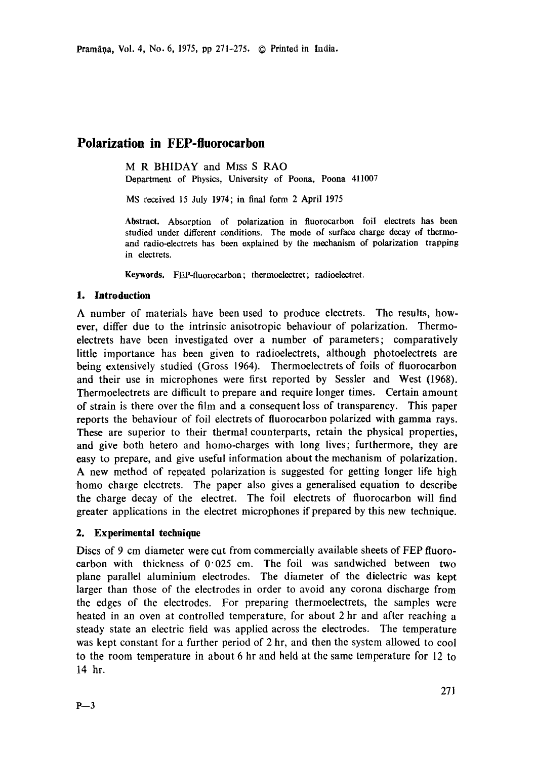# Polarization in FEP-fluorocarbon

M R BHIDAY and MISS S RAO
Department of Physics, University of Poona, Poona 411007

MS received 15 July 1974; in final form 2 April 1975

**Abstract.** Absorption of polarization in fluorocarbon foil electrets has been studied under different conditions. The mode of surface charge decay of thermo- and radio-electrets has been explained by the mechanism of polarization trapping in electrets.

**Keywords.** FEP-fluorocarbon; thermoelectret; radioelectret.

## 1. Introduction

A number of materials have been used to produce electrets. The results, however, differ due to the intrinsic anisotropic behaviour of polarization. Thermoelectrets have been investigated over a number of parameters; comparatively little importance has been given to radioelectrets, although photoelectrets are being extensively studied (Gross 1964). Thermoelectrets of foils of fluorocarbon and their use in microphones were first reported by Sessler and West (1968). Thermoelectrets are difficult to prepare and require longer times. Certain amount of strain is there over the film and a consequent loss of transparency. This paper reports the behaviour of foil electrets of fluorocarbon polarized with gamma rays. These are superior to their thermal counterparts, retain the physical properties, and give both hetero and homo-charges with long lives; furthermore, they are easy to prepare, and give useful information about the mechanism of polarization. A new method of repeated polarization is suggested for getting longer life high homo charge electrets. The paper also gives a generalised equation to describe the charge decay of the electret. The foil electrets of fluorocarbon will find greater applications in the electret microphones if prepared by this new technique.

## 2. Experimental technique

Discs of 9 cm diameter were cut from commercially available sheets of FEP fluorocarbon with thickness of 0·025 cm. The foil was sandwiched between two plane parallel aluminium electrodes. The diameter of the dielectric was kept larger than those of the electrodes in order to avoid any corona discharge from the edges of the electrodes. For preparing thermoelectrets, the samples were heated in an oven at controlled temperature, for about 2 hr and after reaching a steady state an electric field was applied across the electrodes. The temperature was kept constant for a further period of 2 hr, and then the system allowed to cool to the room temperature in about 6 hr and held at the same temperature for 12 to 14 hr.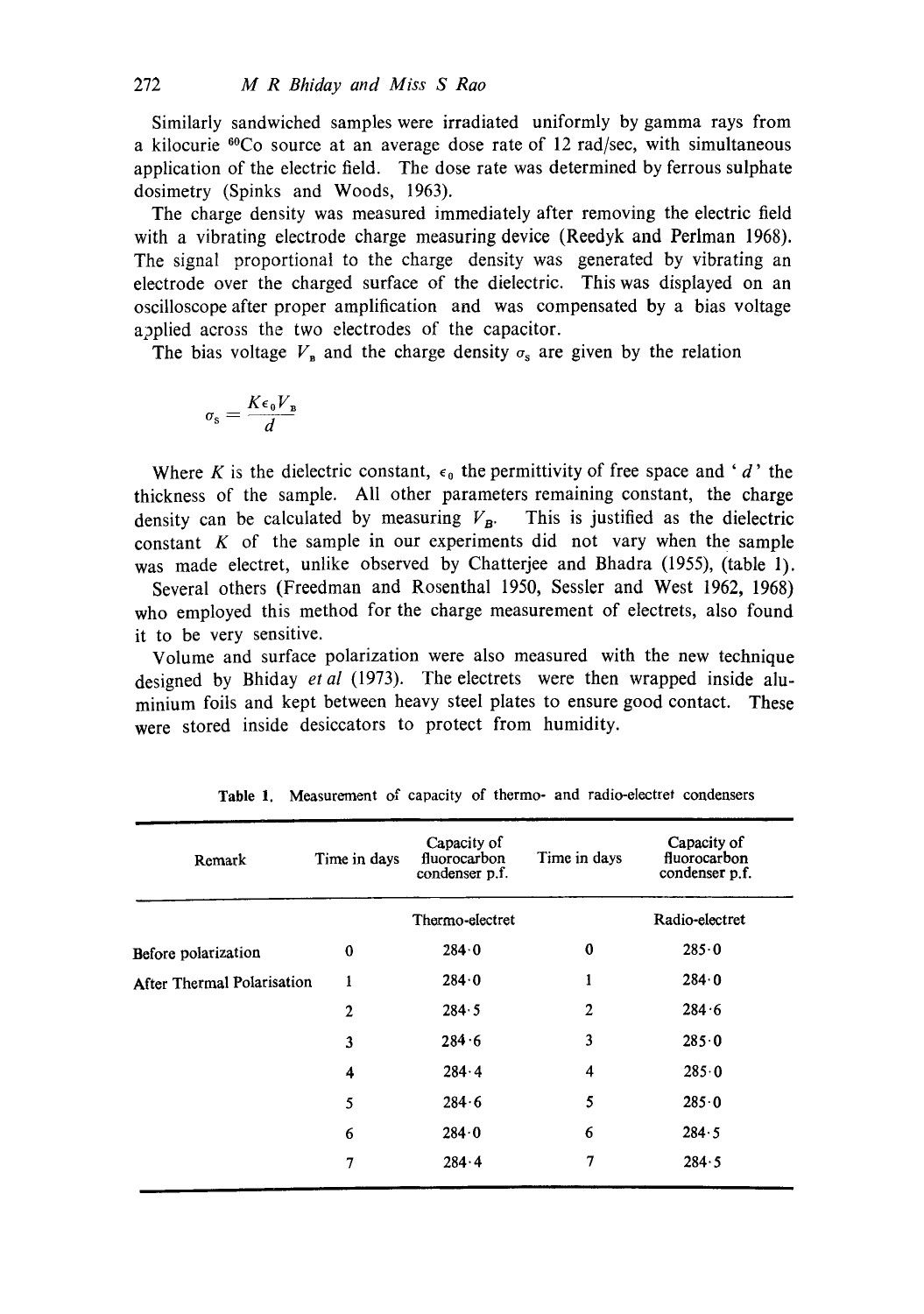Similarly sandwiched samples were irradiated uniformly by gamma rays from a kilocurie $^{60}Co$ source at an average dose rate of 12 rad/sec, with simultaneous application of the electric field. The dose rate was determined by ferrous sulphate dosimetry (Spinks and Woods, 1963).

The charge density was measured immediately after removing the electric field with a vibrating electrode charge measuring device (Reedyk and Perlman 1968). The signal proportional to the charge density was generated by vibrating an electrode over the charged surface of the dielectric. This was displayed on an oscilloscope after proper amplification and was compensated by a bias voltage applied across the two electrodes of the capacitor.

The bias voltage $V_B$ and the charge density $\sigma_S$ are given by the relation

$$\sigma_S = \frac{K\epsilon_0 V_B}{d}$$

Where $K$ is the dielectric constant, $\epsilon_0$ the permittivity of free space and '$d$' the thickness of the sample. All other parameters remaining constant, the charge density can be calculated by measuring $V_B$. This is justified as the dielectric constant $K$ of the sample in our experiments did not vary when the sample was made electret, unlike observed by Chatterjee and Bhadra (1955), (table 1).

Several others (Freedman and Rosenthal 1950, Sessler and West 1962, 1968) who employed this method for the charge measurement of electrets, also found it to be very sensitive.

Volume and surface polarization were also measured with the new technique designed by Bhiday *et al* (1973). The electrets were then wrapped inside aluminium foils and kept between heavy steel plates to ensure good contact. These were stored inside desiccators to protect from humidity.

**Table 1.** Measurement of capacity of thermo- and radio-electret condensers

| Remark | Time in days | Capacity of fluorocarbon condenser p.f. | Time in days | Capacity of fluorocarbon condenser p.f. |
|---|---|---|---|---|
| | | Thermo-electret | | Radio-electret |
| Before polarization | 0 | 284·0 | 0 | 285·0 |
| After Thermal Polarisation | 1 | 284·0 | 1 | 284·0 |
| | 2 | 284·5 | 2 | 284·6 |
| | 3 | 284·6 | 3 | 285·0 |
| | 4 | 284·4 | 4 | 285·0 |
| | 5 | 284·6 | 5 | 285·0 |
| | 6 | 284·0 | 6 | 284·5 |
| | 7 | 284·4 | 7 | 284·5 |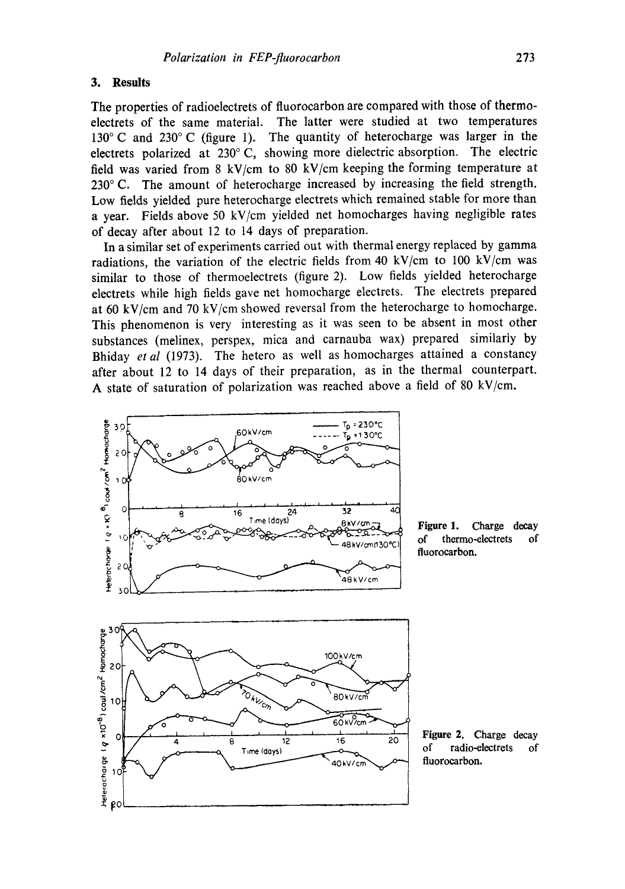## 3. Results

The properties of radioelectrets of fluorocarbon are compared with those of thermo-electrets of the same material. The latter were studied at two temperatures 130° C and 230° C (figure 1). The quantity of heterocharge was larger in the electrets polarized at 230° C, showing more dielectric absorption. The electric field was varied from 8 kV/cm to 80 kV/cm keeping the forming temperature at 230° C. The amount of heterocharge increased by increasing the field strength. Low fields yielded pure heterocharge electrets which remained stable for more than a year. Fields above 50 kV/cm yielded net homocharges having negligible rates of decay after about 12 to 14 days of preparation.

In a similar set of experiments carried out with thermal energy replaced by gamma radiations, the variation of the electric fields from 40 kV/cm to 100 kV/cm was similar to those of thermoelectrets (figure 2). Low fields yielded heterocharge electrets while high fields gave net homocharge electrets. The electrets prepared at 60 kV/cm and 70 kV/cm showed reversal from the heterocharge to homocharge. This phenomenon is very interesting as it was seen to be absent in most other substances (melinex, perspex, mica and carnauba wax) prepared similarly by Bhiday *et al* (1973). The hetero as well as homocharges attained a constancy after about 12 to 14 days of their preparation, as in the thermal counterpart. A state of saturation of polarization was reached above a field of 80 kV/cm.

**Figure 1.** Charge decay of thermo-electrets of fluorocarbon.

**Figure 2.** Charge decay of radio-electrets of fluorocarbon.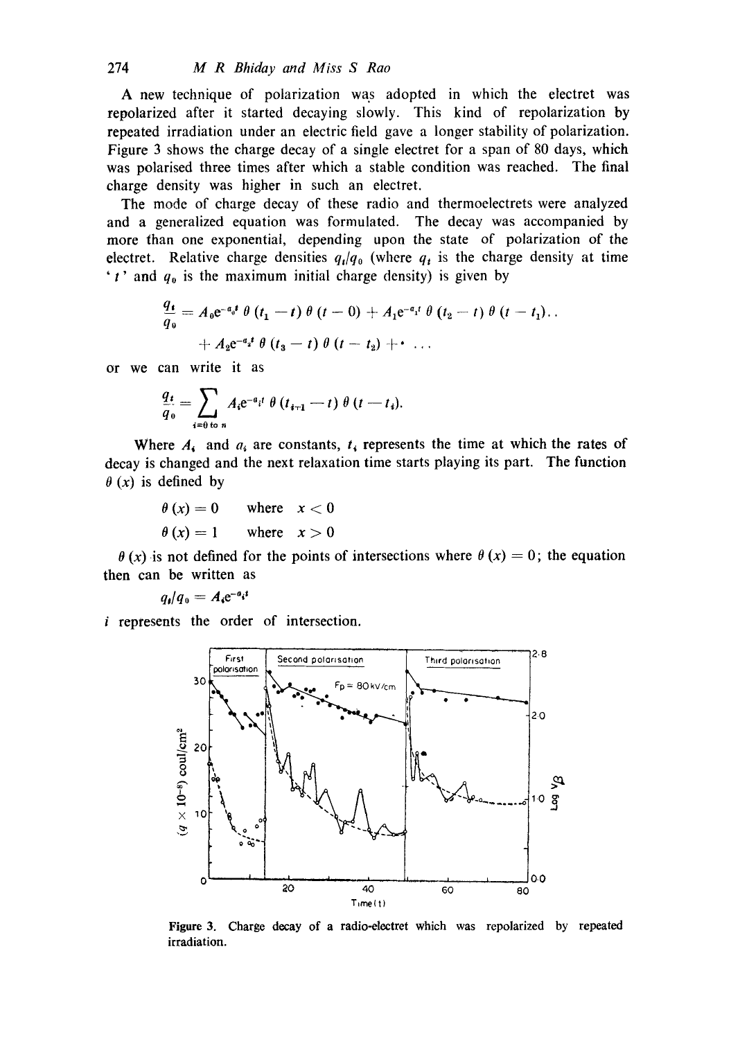A new technique of polarization was adopted in which the electret was repolarized after it started decaying slowly. This kind of repolarization by repeated irradiation under an electric field gave a longer stability of polarization. Figure 3 shows the charge decay of a single electret for a span of 80 days, which was polarised three times after which a stable condition was reached. The final charge density was higher in such an electret.

The mode of charge decay of these radio and thermoelectrets were analyzed and a generalized equation was formulated. The decay was accompanied by more than one exponential, depending upon the state of polarization of the electret. Relative charge densities $q_t/q_0$ (where $q_t$ is the charge density at time '$t$' and $q_0$ is the maximum initial charge density) is given by

$$\frac{q_t}{q_0} = A_0 e^{-a_0 t}\,\theta(t_1 - t)\,\theta(t - 0) + A_1 e^{-a_1 t}\,\theta(t_2 - t)\,\theta(t - t_1)\ldots$$
$$+ A_2 e^{-a_2 t}\,\theta(t_3 - t)\,\theta(t - t_2) + \cdots$$

or we can write it as

$$\frac{q_t}{q_0} = \sum_{i=0 \text{ to } n} A_i e^{-a_i t}\,\theta(t_{i+1} - t)\,\theta(t - t_i).$$

Where $A_i$ and $a_i$ are constants, $t_i$ represents the time at which the rates of decay is changed and the next relaxation time starts playing its part. The function $\theta(x)$ is defined by

$$\theta(x) = 0 \quad \text{where} \quad x < 0$$
$$\theta(x) = 1 \quad \text{where} \quad x > 0$$

$\theta(x)$ is not defined for the points of intersections where $\theta(x) = 0$; the equation then can be written as

$$q_t/q_0 = A_i e^{-a_i t}$$

$i$ represents the order of intersection.

**Figure 3.** Charge decay of a radio-electret which was repolarized by repeated irradiation.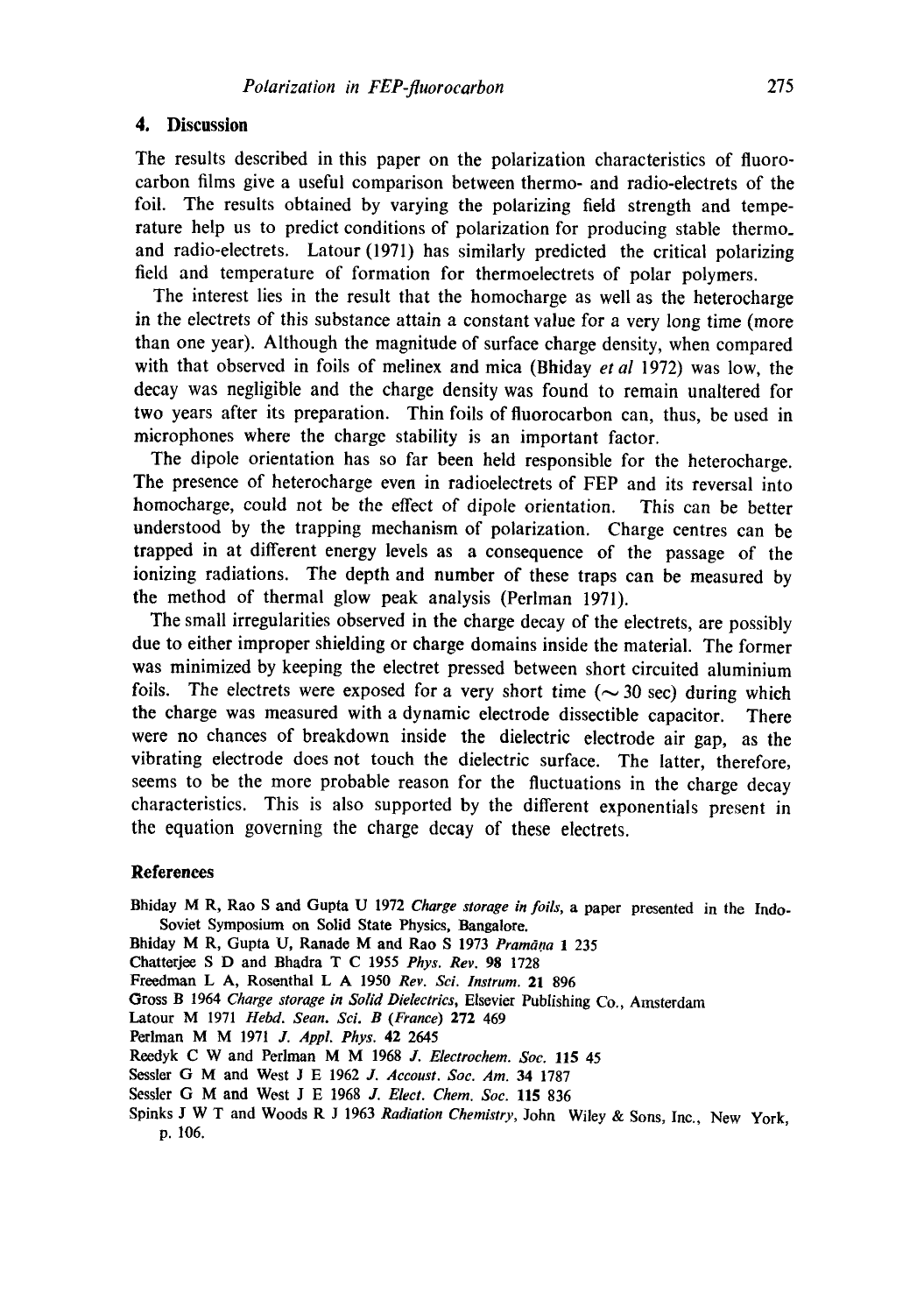## 4. Discussion

The results described in this paper on the polarization characteristics of fluorocarbon films give a useful comparison between thermo- and radio-electrets of the foil. The results obtained by varying the polarizing field strength and temperature help us to predict conditions of polarization for producing stable thermo. and radio-electrets. Latour (1971) has similarly predicted the critical polarizing field and temperature of formation for thermoelectrets of polar polymers.

The interest lies in the result that the homocharge as well as the heterocharge in the electrets of this substance attain a constant value for a very long time (more than one year). Although the magnitude of surface charge density, when compared with that observed in foils of melinex and mica (Bhiday *et al* 1972) was low, the decay was negligible and the charge density was found to remain unaltered for two years after its preparation. Thin foils of fluorocarbon can, thus, be used in microphones where the charge stability is an important factor.

The dipole orientation has so far been held responsible for the heterocharge. The presence of heterocharge even in radioelectrets of FEP and its reversal into homocharge, could not be the effect of dipole orientation. This can be better understood by the trapping mechanism of polarization. Charge centres can be trapped in at different energy levels as a consequence of the passage of the ionizing radiations. The depth and number of these traps can be measured by the method of thermal glow peak analysis (Perlman 1971).

The small irregularities observed in the charge decay of the electrets, are possibly due to either improper shielding or charge domains inside the material. The former was minimized by keeping the electret pressed between short circuited aluminium foils. The electrets were exposed for a very short time ($\sim 30$ sec) during which the charge was measured with a dynamic electrode dissectible capacitor. There were no chances of breakdown inside the dielectric electrode air gap, as the vibrating electrode does not touch the dielectric surface. The latter, therefore, seems to be the more probable reason for the fluctuations in the charge decay characteristics. This is also supported by the different exponentials present in the equation governing the charge decay of these electrets.

## References

Bhiday M R, Rao S and Gupta U 1972 *Charge storage in foils*, a paper presented in the Indo-Soviet Symposium on Solid State Physics, Bangalore.

Bhiday M R, Gupta U, Ranade M and Rao S 1973 *Pramāṇa* **1** 235

Chatterjee S D and Bhadra T C 1955 *Phys. Rev.* **98** 1728

Freedman L A, Rosenthal L A 1950 *Rev. Sci. Instrum.* **21** 896

Gross B 1964 *Charge storage in Solid Dielectrics*, Elsevier Publishing Co., Amsterdam

Latour M 1971 *Hebd. Sean. Sci. B (France)* **272** 469

Perlman M M 1971 *J. Appl. Phys.* **42** 2645

Reedyk C W and Perlman M M 1968 *J. Electrochem. Soc.* **115** 45

Sessler G M and West J E 1962 *J. Accoust. Soc. Am.* **34** 1787

Sessler G M and West J E 1968 *J. Elect. Chem. Soc.* **115** 836

Spinks J W T and Woods R J 1963 *Radiation Chemistry*, John Wiley & Sons, Inc., New York, p. 106.